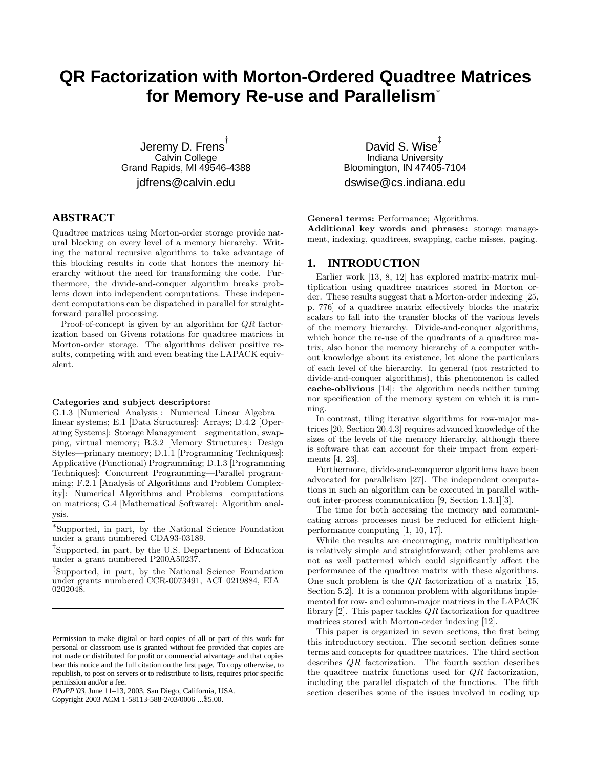# QR Factorization with Morton-Ordered Quadtree Matrices for Memory Re-use and Parallelism[*]

Jeremy D. Frens[†]
Calvin College
Grand Rapids, MI 49546-4388
jdfrens@calvin.edu

David S. Wise[‡]
Indiana University
Bloomington, IN 47405-7104
dswise@cs.indiana.edu

## ABSTRACT

Quadtree matrices using Morton-order storage provide natural blocking on every level of a memory hierarchy. Writing the natural recursive algorithms to take advantage of this blocking results in code that honors the memory hierarchy without the need for transforming the code. Furthermore, the divide-and-conquer algorithm breaks problems down into independent computations. These independent computations can be dispatched in parallel for straightforward parallel processing.

Proof-of-concept is given by an algorithm for $QR$ factorization based on Givens rotations for quadtree matrices in Morton-order storage. The algorithms deliver positive results, competing with and even beating the LAPACK equivalent.

**Categories and subject descriptors:**
G.1.3 [Numerical Analysis]: Numerical Linear Algebra—linear systems; E.1 [Data Structures]: Arrays; D.4.2 [Operating Systems]: Storage Management—segmentation, swapping, virtual memory; B.3.2 [Memory Structures]: Design Styles—primary memory; D.1.1 [Programming Techniques]: Applicative (Functional) Programming; D.1.3 [Programming Techniques]: Concurrent Programming—Parallel programming; F.2.1 [Analysis of Algorithms and Problem Complexity]: Numerical Algorithms and Problems—computations on matrices; G.4 [Mathematical Software]: Algorithm analysis.

[*]Supported, in part, by the National Science Foundation under a grant numbered CDA93-03189.

[†]Supported, in part, by the U.S. Department of Education under a grant numbered P200A50237.

[‡]Supported, in part, by the National Science Foundation under grants numbered CCR-0073491, ACI–0219884, EIA–0202048.

Permission to make digital or hard copies of all or part of this work for personal or classroom use is granted without fee provided that copies are not made or distributed for profit or commercial advantage and that copies bear this notice and the full citation on the first page. To copy otherwise, to republish, to post on servers or to redistribute to lists, requires prior specific permission and/or a fee.
*PPoPP'03,* June 11–13, 2003, San Diego, California, USA.
Copyright 2003 ACM 1-58113-588-2/03/0006 ...$5.00.

**General terms:** Performance; Algorithms.
**Additional key words and phrases:** storage management, indexing, quadtrees, swapping, cache misses, paging.

## 1. INTRODUCTION

Earlier work [13, 8, 12] has explored matrix-matrix multiplication using quadtree matrices stored in Morton order. These results suggest that a Morton-order indexing [25, p. 776] of a quadtree matrix effectively blocks the matrix scalars to fall into the transfer blocks of the various levels of the memory hierarchy. Divide-and-conquer algorithms, which honor the re-use of the quadrants of a quadtree matrix, also honor the memory hierarchy of a computer without knowledge about its existence, let alone the particulars of each level of the hierarchy. In general (not restricted to divide-and-conquer algorithms), this phenomenon is called **cache-oblivious** [14]: the algorithm needs neither tuning nor specification of the memory system on which it is running.

In contrast, tiling iterative algorithms for row-major matrices [20, Section 20.4.3] requires advanced knowledge of the sizes of the levels of the memory hierarchy, although there is software that can account for their impact from experiments [4, 23].

Furthermore, divide-and-conqueror algorithms have been advocated for parallelism [27]. The independent computations in such an algorithm can be executed in parallel without inter-process communication [9, Section 1.3.1][3].

The time for both accessing the memory and communicating across processes must be reduced for efficient high-performance computing [1, 10, 17].

While the results are encouraging, matrix multiplication is relatively simple and straightforward; other problems are not as well patterned which could significantly affect the performance of the quadtree matrix with these algorithms. One such problem is the $QR$ factorization of a matrix [15, Section 5.2]. It is a common problem with algorithms implemented for row- and column-major matrices in the LAPACK library [2]. This paper tackles $QR$ factorization for quadtree matrices stored with Morton-order indexing [12].

This paper is organized in seven sections, the first being this introductory section. The second section defines some terms and concepts for quadtree matrices. The third section describes $QR$ factorization. The fourth section describes the quadtree matrix functions used for $QR$ factorization, including the parallel dispatch of the functions. The fifth section describes some of the issues involved in coding up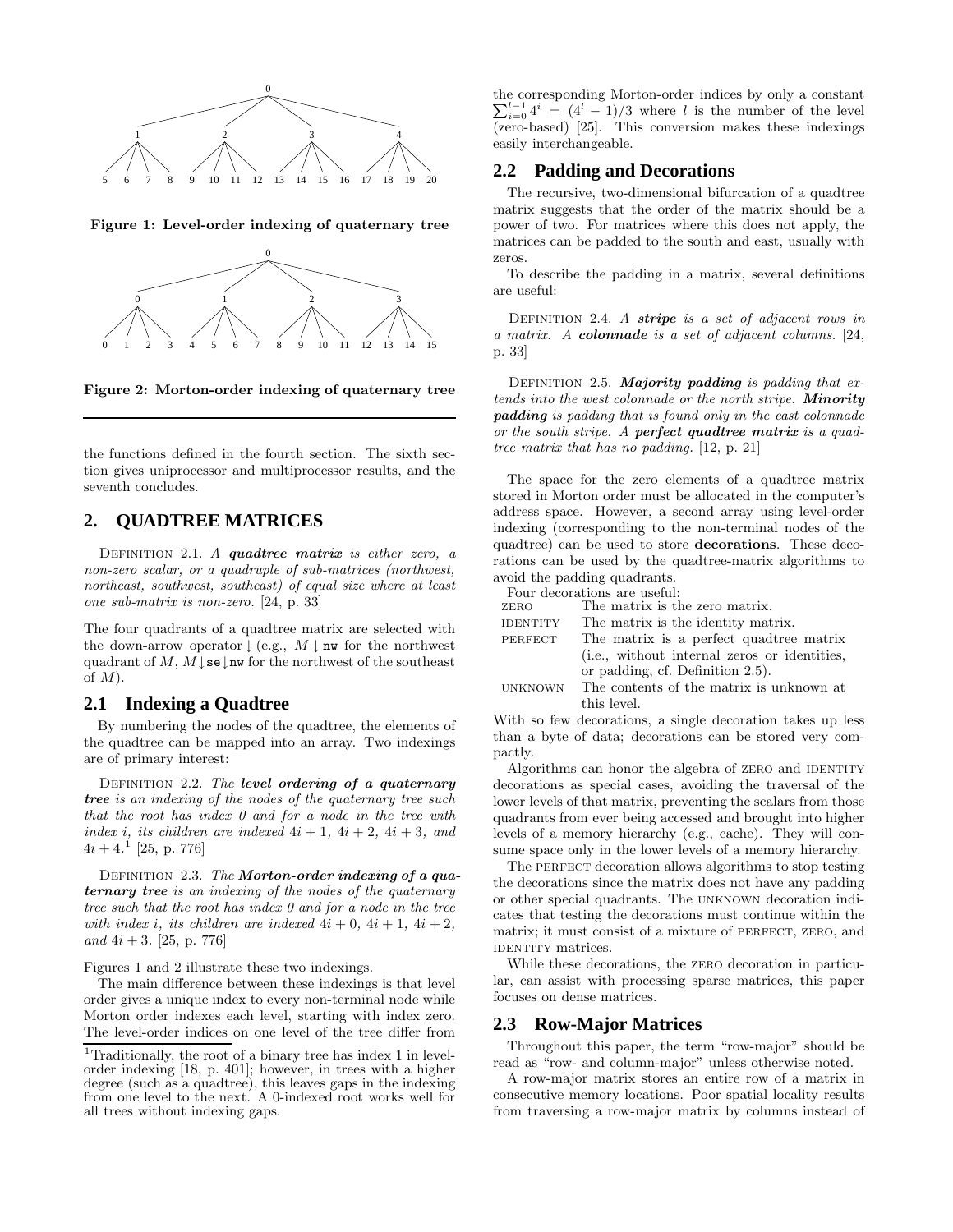Figure 1: Level-order indexing of quaternary tree

Figure 2: Morton-order indexing of quaternary tree

the functions defined in the fourth section. The sixth section gives uniprocessor and multiprocessor results, and the seventh concludes.

## 2. QUADTREE MATRICES

DEFINITION 2.1. *A **quadtree matrix** is either zero, a non-zero scalar, or a quadruple of sub-matrices (northwest, northeast, southwest, southeast) of equal size where at least one sub-matrix is non-zero.* [24, p. 33]

The four quadrants of a quadtree matrix are selected with the down-arrow operator $\downarrow$ (e.g., $M \downarrow \texttt{nw}$ for the northwest quadrant of $M$, $M \downarrow \texttt{se} \downarrow \texttt{nw}$ for the northwest of the southeast of $M$).

### 2.1 Indexing a Quadtree

By numbering the nodes of the quadtree, the elements of the quadtree can be mapped into an array. Two indexings are of primary interest:

DEFINITION 2.2. *The **level ordering of a quaternary tree** is an indexing of the nodes of the quaternary tree such that the root has index 0 and for a node in the tree with index $i$, its children are indexed $4i+1$, $4i+2$, $4i+3$, and $4i+4$.*[1] [25, p. 776]

DEFINITION 2.3. *The **Morton-order indexing of a quaternary tree** is an indexing of the nodes of the quaternary tree such that the root has index 0 and for a node in the tree with index $i$, its children are indexed $4i+0$, $4i+1$, $4i+2$, and $4i+3$.* [25, p. 776]

Figures 1 and 2 illustrate these two indexings.

The main difference between these indexings is that level order gives a unique index to every non-terminal node while Morton order indexes each level, starting with index zero. The level-order indices on one level of the tree differ from the corresponding Morton-order indices by only a constant $\sum_{i=0}^{l-1} 4^i = (4^l - 1)/3$ where $l$ is the number of the level (zero-based) [25]. This conversion makes these indexings easily interchangeable.

### 2.2 Padding and Decorations

The recursive, two-dimensional bifurcation of a quadtree matrix suggests that the order of the matrix should be a power of two. For matrices where this does not apply, the matrices can be padded to the south and east, usually with zeros.

To describe the padding in a matrix, several definitions are useful:

DEFINITION 2.4. *A **stripe** is a set of adjacent rows in a matrix. A **colonnade** is a set of adjacent columns.* [24, p. 33]

DEFINITION 2.5. ***Majority padding** is padding that extends into the west colonnade or the north stripe. **Minority padding** is padding that is found only in the east colonnade or the south stripe. A **perfect quadtree matrix** is a quadtree matrix that has no padding.* [12, p. 21]

The space for the zero elements of a quadtree matrix stored in Morton order must be allocated in the computer's address space. However, a second array using level-order indexing (corresponding to the non-terminal nodes of the quadtree) can be used to store **decorations**. These decorations can be used by the quadtree-matrix algorithms to avoid the padding quadrants.

Four decorations are useful:

| | |
|---|---|
| ZERO | The matrix is the zero matrix. |
| IDENTITY | The matrix is the identity matrix. |
| PERFECT | The matrix is a perfect quadtree matrix (i.e., without internal zeros or identities, or padding, cf. Definition 2.5). |
| UNKNOWN | The contents of the matrix is unknown at this level. |

With so few decorations, a single decoration takes up less than a byte of data; decorations can be stored very compactly.

Algorithms can honor the algebra of ZERO and IDENTITY decorations as special cases, avoiding the traversal of the lower levels of that matrix, preventing the scalars from those quadrants from ever being accessed and brought into higher levels of a memory hierarchy (e.g., cache). They will consume space only in the lower levels of a memory hierarchy.

The PERFECT decoration allows algorithms to stop testing the decorations since the matrix does not have any padding or other special quadrants. The UNKNOWN decoration indicates that testing the decorations must continue within the matrix; it must consist of a mixture of PERFECT, ZERO, and IDENTITY matrices.

While these decorations, the ZERO decoration in particular, can assist with processing sparse matrices, this paper focuses on dense matrices.

### 2.3 Row-Major Matrices

Throughout this paper, the term "row-major" should be read as "row- and column-major" unless otherwise noted.

A row-major matrix stores an entire row of a matrix in consecutive memory locations. Poor spatial locality results from traversing a row-major matrix by columns instead of

[1] Traditionally, the root of a binary tree has index 1 in level-order indexing [18, p. 401]; however, in trees with a higher degree (such as a quadtree), this leaves gaps in the indexing from one level to the next. A 0-indexed root works well for all trees without indexing gaps.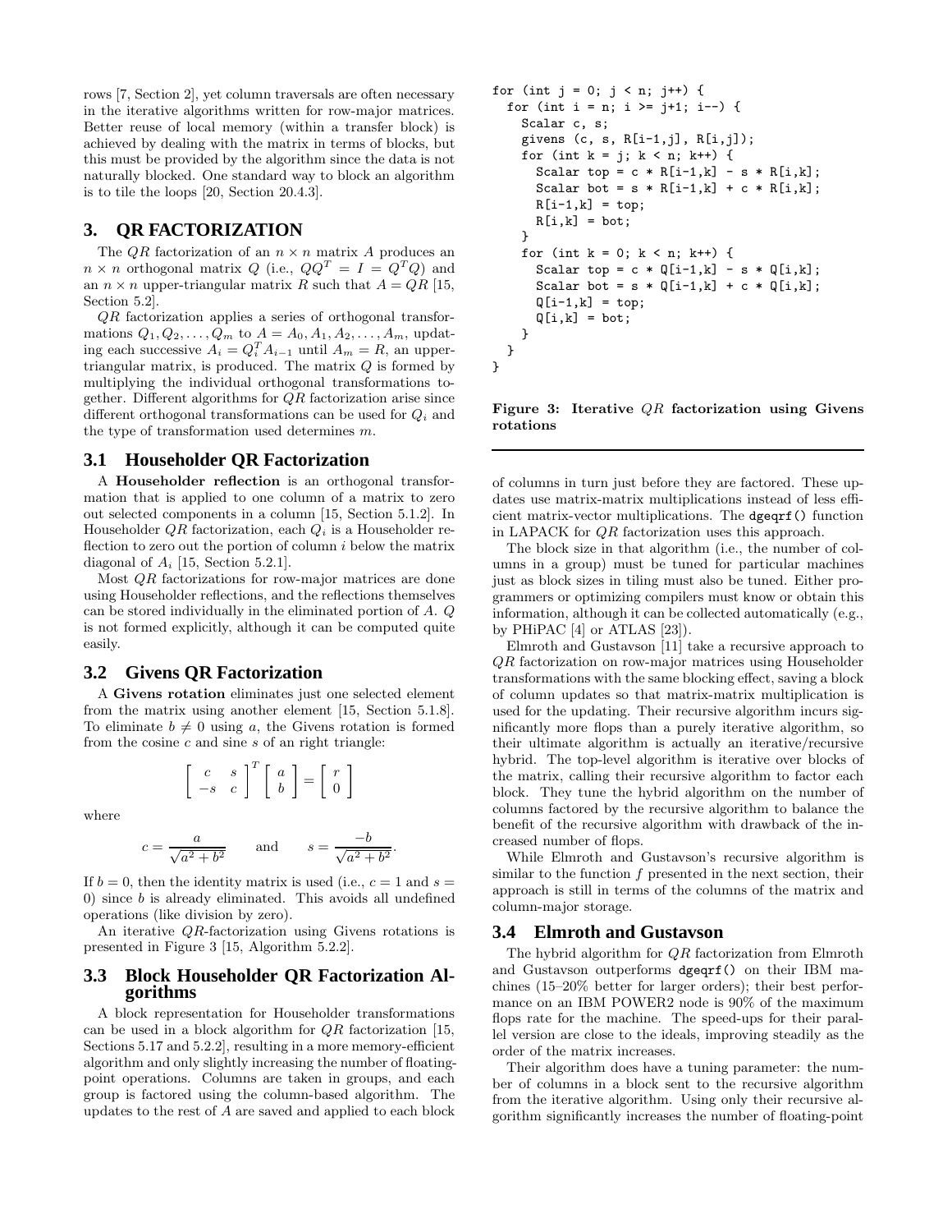rows [7, Section 2], yet column traversals are often necessary in the iterative algorithms written for row-major matrices. Better reuse of local memory (within a transfer block) is achieved by dealing with the matrix in terms of blocks, but this must be provided by the algorithm since the data is not naturally blocked. One standard way to block an algorithm is to tile the loops [20, Section 20.4.3].

# 3. QR FACTORIZATION

The $QR$ factorization of an $n \times n$ matrix $A$ produces an $n \times n$ orthogonal matrix $Q$ (i.e., $QQ^T = I = Q^TQ$) and an $n \times n$ upper-triangular matrix $R$ such that $A = QR$ [15, Section 5.2].

$QR$ factorization applies a series of orthogonal transformations $Q_1, Q_2, \ldots, Q_m$ to $A = A_0, A_1, A_2, \ldots, A_m$, updating each successive $A_i = Q_i^T A_{i-1}$ until $A_m = R$, an upper-triangular matrix, is produced. The matrix $Q$ is formed by multiplying the individual orthogonal transformations together. Different algorithms for $QR$ factorization arise since different orthogonal transformations can be used for $Q_i$ and the type of transformation used determines $m$.

## 3.1 Householder QR Factorization

A **Householder reflection** is an orthogonal transformation that is applied to one column of a matrix to zero out selected components in a column [15, Section 5.1.2]. In Householder $QR$ factorization, each $Q_i$ is a Householder reflection to zero out the portion of column $i$ below the matrix diagonal of $A_i$ [15, Section 5.2.1].

Most $QR$ factorizations for row-major matrices are done using Householder reflections, and the reflections themselves can be stored individually in the eliminated portion of $A$. $Q$ is not formed explicitly, although it can be computed quite easily.

## 3.2 Givens QR Factorization

A **Givens rotation** eliminates just one selected element from the matrix using another element [15, Section 5.1.8]. To eliminate $b \neq 0$ using $a$, the Givens rotation is formed from the cosine $c$ and sine $s$ of an right triangle:

$$\begin{bmatrix} c & s \\ -s & c \end{bmatrix}^T \begin{bmatrix} a \\ b \end{bmatrix} = \begin{bmatrix} r \\ 0 \end{bmatrix}$$

where

$$c = \frac{a}{\sqrt{a^2 + b^2}} \qquad \text{and} \qquad s = \frac{-b}{\sqrt{a^2 + b^2}}.$$

If $b = 0$, then the identity matrix is used (i.e., $c = 1$ and $s = 0$) since $b$ is already eliminated. This avoids all undefined operations (like division by zero).

An iterative $QR$-factorization using Givens rotations is presented in Figure 3 [15, Algorithm 5.2.2].

```
for (int j = 0; j < n; j++) {
  for (int i = n; i >= j+1; i--) {
    Scalar c, s;
    givens (c, s, R[i-1,j], R[i,j]);
    for (int k = j; k < n; k++) {
      Scalar top = c * R[i-1,k] - s * R[i,k];
      Scalar bot = s * R[i-1,k] + c * R[i,k];
      R[i-1,k] = top;
      R[i,k] = bot;
    }
    for (int k = 0; k < n; k++) {
      Scalar top = c * Q[i-1,k] - s * Q[i,k];
      Scalar bot = s * Q[i-1,k] + c * Q[i,k];
      Q[i-1,k] = top;
      Q[i,k] = bot;
    }
  }
}
```

**Figure 3: Iterative $QR$ factorization using Givens rotations**

## 3.3 Block Householder QR Factorization Algorithms

A block representation for Householder transformations can be used in a block algorithm for $QR$ factorization [15, Sections 5.17 and 5.2.2], resulting in a more memory-efficient algorithm and only slightly increasing the number of floating-point operations. Columns are taken in groups, and each group is factored using the column-based algorithm. The updates to the rest of $A$ are saved and applied to each block of columns in turn just before they are factored. These updates use matrix-matrix multiplications instead of less efficient matrix-vector multiplications. The `dgeqrf()` function in LAPACK for $QR$ factorization uses this approach.

The block size in that algorithm (i.e., the number of columns in a group) must be tuned for particular machines just as block sizes in tiling must also be tuned. Either programmers or optimizing compilers must know or obtain this information, although it can be collected automatically (e.g., by PHiPAC [4] or ATLAS [23]).

Elmroth and Gustavson [11] take a recursive approach to $QR$ factorization on row-major matrices using Householder transformations with the same blocking effect, saving a block of column updates so that matrix-matrix multiplication is used for the updating. Their recursive algorithm incurs significantly more flops than a purely iterative algorithm, so their ultimate algorithm is actually an iterative/recursive hybrid. The top-level algorithm is iterative over blocks of the matrix, calling their recursive algorithm to factor each block. They tune the hybrid algorithm on the number of columns factored by the recursive algorithm to balance the benefit of the recursive algorithm with drawback of the increased number of flops.

While Elmroth and Gustavson's recursive algorithm is similar to the function $f$ presented in the next section, their approach is still in terms of the columns of the matrix and column-major storage.

## 3.4 Elmroth and Gustavson

The hybrid algorithm for $QR$ factorization from Elmroth and Gustavson outperforms `dgeqrf()` on their IBM machines (15–20% better for larger orders); their best performance on an IBM POWER2 node is 90% of the maximum flops rate for the machine. The speed-ups for their parallel version are close to the ideals, improving steadily as the order of the matrix increases.

Their algorithm does have a tuning parameter: the number of columns in a block sent to the recursive algorithm from the iterative algorithm. Using only their recursive algorithm significantly increases the number of floating-point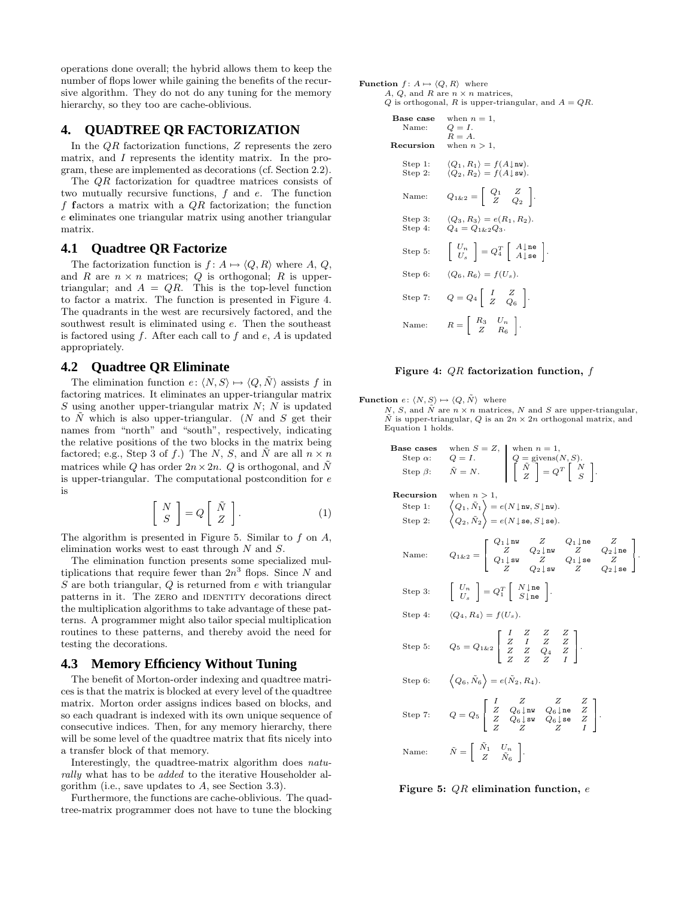operations done overall; the hybrid allows them to keep the number of flops lower while gaining the benefits of the recursive algorithm. They do not do any tuning for the memory hierarchy, so they too are cache-oblivious.

## 4. QUADTREE QR FACTORIZATION

In the $QR$ factorization functions, $Z$ represents the zero matrix, and $I$ represents the identity matrix. In the program, these are implemented as decorations (cf. Section 2.2).

The $QR$ factorization for quadtree matrices consists of two mutually recursive functions, $f$ and $e$. The function $f$ **f**actors a matrix with a $QR$ factorization; the function $e$ **e**liminates one triangular matrix using another triangular matrix.

### 4.1 Quadtree QR Factorize

The factorization function is $f\colon A \mapsto \langle Q, R\rangle$ where $A$, $Q$, and $R$ are $n \times n$ matrices; $Q$ is orthogonal; $R$ is upper-triangular; and $A = QR$. This is the top-level function to factor a matrix. The function is presented in Figure 4. The quadrants in the west are recursively factored, and the southwest result is eliminated using $e$. Then the southeast is factored using $f$. After each call to $f$ and $e$, $A$ is updated appropriately.

### 4.2 Quadtree QR Eliminate

The elimination function $e\colon \langle N, S\rangle \mapsto \langle Q, \tilde{N}\rangle$ assists $f$ in factoring matrices. It eliminates an upper-triangular matrix $S$ using another upper-triangular matrix $N$; $N$ is updated to $\tilde{N}$ which is also upper-triangular. ($N$ and $S$ get their names from "north" and "south", respectively, indicating the relative positions of the two blocks in the matrix being factored; e.g., Step 3 of $f$.) The $N$, $S$, and $\tilde{N}$ are all $n \times n$ matrices while $Q$ has order $2n \times 2n$. $Q$ is orthogonal, and $\tilde{N}$ is upper-triangular. The computational postcondition for $e$ is

$$\left[\begin{array}{c} N \\ S \end{array}\right] = Q \left[\begin{array}{c} \tilde{N} \\ Z \end{array}\right]. \qquad (1)$$

The algorithm is presented in Figure 5. Similar to $f$ on $A$, elimination works west to east through $N$ and $S$.

The elimination function presents some specialized multiplications that require fewer than $2n^3$ flops. Since $N$ and $S$ are both triangular, $Q$ is returned from $e$ with triangular patterns in it. The ZERO and IDENTITY decorations direct the multiplication algorithms to take advantage of these patterns. A programmer might also tailor special multiplication routines to these patterns, and thereby avoid the need for testing the decorations.

### 4.3 Memory Efficiency Without Tuning

The benefit of Morton-order indexing and quadtree matrices is that the matrix is blocked at every level of the quadtree matrix. Morton order assigns indices based on blocks, and so each quadrant is indexed with its own unique sequence of consecutive indices. Then, for any memory hierarchy, there will be some level of the quadtree matrix that fits nicely into a transfer block of that memory.

Interestingly, the quadtree-matrix algorithm does *naturally* what has to be *added* to the iterative Householder algorithm (i.e., save updates to $A$, see Section 3.3).

Furthermore, the functions are cache-oblivious. The quadtree-matrix programmer does not have to tune the blocking

**Function** $f\colon A \mapsto \langle Q, R\rangle$ where
$A$, $Q$, and $R$ are $n \times n$ matrices,
$Q$ is orthogonal, $R$ is upper-triangular, and $A = QR$.

**Base case** when $n = 1$,
Name: $Q = I$.
$R = A$.

**Recursion** when $n > 1$,

Step 1: $\langle Q_1, R_1\rangle = f(A{\downarrow}\mathtt{nw})$.
Step 2: $\langle Q_2, R_2\rangle = f(A{\downarrow}\mathtt{sw})$.

Name: $Q_{1\&2} = \left[\begin{array}{cc} Q_1 & Z \\ Z & Q_2 \end{array}\right]$.

Step 3: $\langle Q_3, R_3\rangle = e(R_1, R_2)$.
Step 4: $Q_4 = Q_{1\&2} Q_3$.

Step 5: $\left[\begin{array}{c} U_n \\ U_s \end{array}\right] = Q_4^T \left[\begin{array}{c} A{\downarrow}\mathtt{ne} \\ A{\downarrow}\mathtt{se} \end{array}\right]$.

Step 6: $\langle Q_6, R_6\rangle = f(U_s)$.

Step 7: $Q = Q_4 \left[\begin{array}{cc} I & Z \\ Z & Q_6 \end{array}\right]$.

Name: $R = \left[\begin{array}{cc} R_3 & U_n \\ Z & R_6 \end{array}\right]$.

**Figure 4: $QR$ factorization function, $f$**

**Function** $e\colon \langle N, S\rangle \mapsto \langle Q, \tilde{N}\rangle$ where
$N$, $S$, and $\tilde{N}$ are $n \times n$ matrices, $N$ and $S$ are upper-triangular, $\tilde{N}$ is upper-triangular, $Q$ is an $2n \times 2n$ orthogonal matrix, and Equation 1 holds.

**Base cases** when $S = Z$, | when $n = 1$,
Step $\alpha$: $Q = I$. | $Q = \text{givens}(N, S)$.
Step $\beta$: $\tilde{N} = N$. | $\left[\begin{array}{c} \tilde{N} \\ Z \end{array}\right] = Q^T \left[\begin{array}{c} N \\ S \end{array}\right]$.

**Recursion** when $n > 1$,

Step 1: $\left\langle Q_1, \tilde{N}_1\right\rangle = e(N{\downarrow}\mathtt{nw}, S{\downarrow}\mathtt{nw})$.
Step 2: $\left\langle Q_2, \tilde{N}_2\right\rangle = e(N{\downarrow}\mathtt{se}, S{\downarrow}\mathtt{se})$.

Name: $Q_{1\&2} = \left[\begin{array}{cccc} Q_1{\downarrow}\mathtt{nw} & Z & Q_1{\downarrow}\mathtt{ne} & Z \\ Z & Q_2{\downarrow}\mathtt{nw} & Z & Q_2{\downarrow}\mathtt{ne} \\ Q_1{\downarrow}\mathtt{sw} & Z & Q_1{\downarrow}\mathtt{se} & Z \\ Z & Q_2{\downarrow}\mathtt{sw} & Z & Q_2{\downarrow}\mathtt{se} \end{array}\right]$.

Step 3: $\left[\begin{array}{c} U_n \\ U_s \end{array}\right] = Q_1^T \left[\begin{array}{c} N{\downarrow}\mathtt{ne} \\ S{\downarrow}\mathtt{ne} \end{array}\right]$.

Step 4: $\langle Q_4, R_4\rangle = f(U_s)$.

Step 5: $Q_5 = Q_{1\&2} \left[\begin{array}{cccc} I & Z & Z & Z \\ Z & I & Z & Z \\ Z & Z & Q_4 & Z \\ Z & Z & Z & I \end{array}\right]$.

Step 6: $\left\langle Q_6, \tilde{N}_6\right\rangle = e(\tilde{N}_2, R_4)$.

Step 7: $Q = Q_5 \left[\begin{array}{cccc} I & Z & Z & Z \\ Z & Q_6{\downarrow}\mathtt{nw} & Q_6{\downarrow}\mathtt{ne} & Z \\ Z & Q_6{\downarrow}\mathtt{sw} & Q_6{\downarrow}\mathtt{se} & Z \\ Z & Z & Z & I \end{array}\right]$.

Name: $\tilde{N} = \left[\begin{array}{cc} \tilde{N}_1 & U_n \\ Z & \tilde{N}_6 \end{array}\right]$.

**Figure 5: $QR$ elimination function, $e$**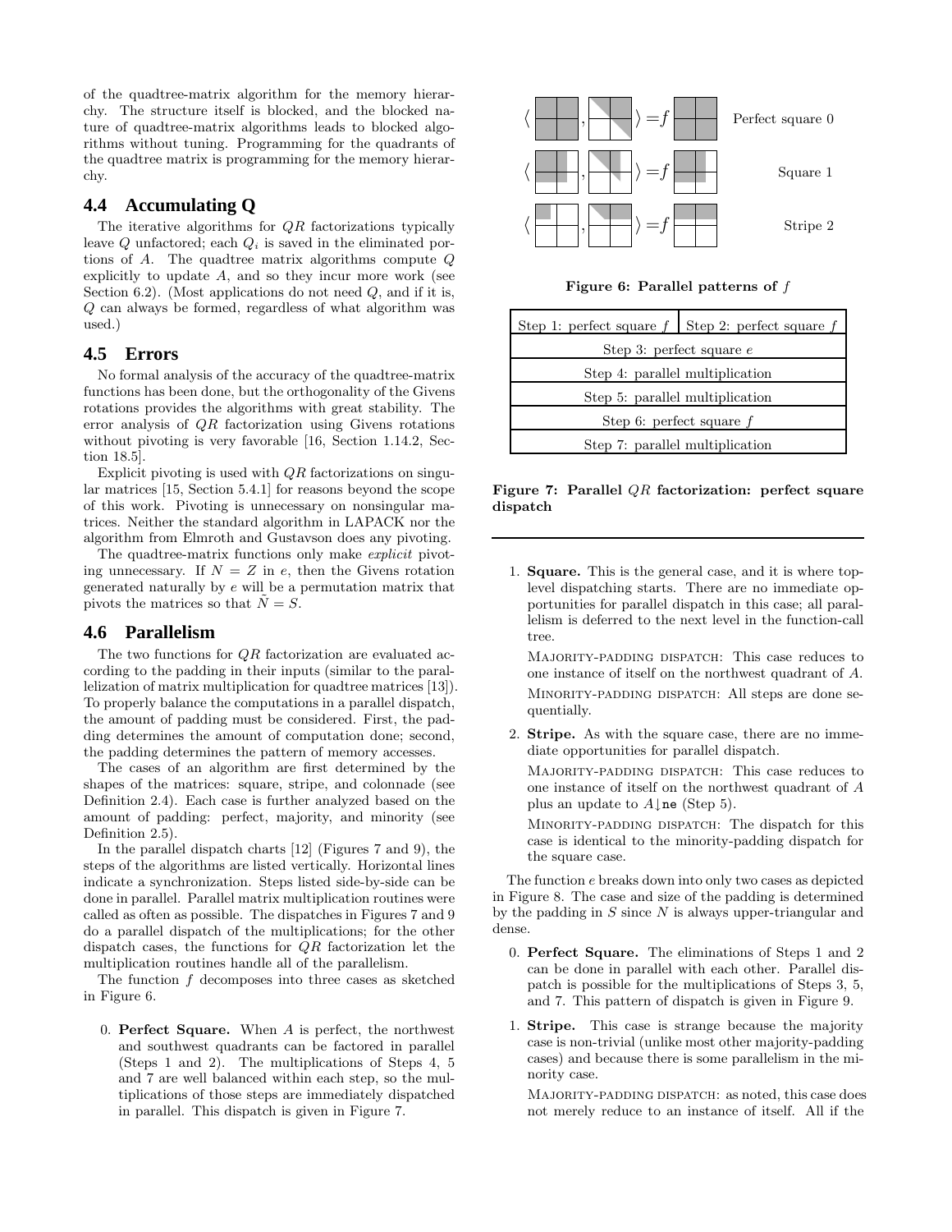of the quadtree-matrix algorithm for the memory hierarchy. The structure itself is blocked, and the blocked nature of quadtree-matrix algorithms leads to blocked algorithms without tuning. Programming for the quadrants of the quadtree matrix is programming for the memory hierarchy.

## 4.4 Accumulating Q

The iterative algorithms for $QR$ factorizations typically leave $Q$ unfactored; each $Q_i$ is saved in the eliminated portions of $A$. The quadtree matrix algorithms compute $Q$ explicitly to update $A$, and so they incur more work (see Section 6.2). (Most applications do not need $Q$, and if it is, $Q$ can always be formed, regardless of what algorithm was used.)

## 4.5 Errors

No formal analysis of the accuracy of the quadtree-matrix functions has been done, but the orthogonality of the Givens rotations provides the algorithms with great stability. The error analysis of $QR$ factorization using Givens rotations without pivoting is very favorable [16, Section 1.14.2, Section 18.5].

Explicit pivoting is used with $QR$ factorizations on singular matrices [15, Section 5.4.1] for reasons beyond the scope of this work. Pivoting is unnecessary on nonsingular matrices. Neither the standard algorithm in LAPACK nor the algorithm from Elmroth and Gustavson does any pivoting.

The quadtree-matrix functions only make *explicit* pivoting unnecessary. If $N = Z$ in $e$, then the Givens rotation generated naturally by $e$ will be a permutation matrix that pivots the matrices so that $\tilde{N} = S$.

## 4.6 Parallelism

The two functions for $QR$ factorization are evaluated according to the padding in their inputs (similar to the parallelization of matrix multiplication for quadtree matrices [13]). To properly balance the computations in a parallel dispatch, the amount of padding must be considered. First, the padding determines the amount of computation done; second, the padding determines the pattern of memory accesses.

The cases of an algorithm are first determined by the shapes of the matrices: square, stripe, and colonnade (see Definition 2.4). Each case is further analyzed based on the amount of padding: perfect, majority, and minority (see Definition 2.5).

In the parallel dispatch charts [12] (Figures 7 and 9), the steps of the algorithms are listed vertically. Horizontal lines indicate a synchronization. Steps listed side-by-side can be done in parallel. Parallel matrix multiplication routines were called as often as possible. The dispatches in Figures 7 and 9 do a parallel dispatch of the multiplications; for the other dispatch cases, the functions for $QR$ factorization let the multiplication routines handle all of the parallelism.

The function $f$ decomposes into three cases as sketched in Figure 6.

0. **Perfect Square.** When $A$ is perfect, the northwest and southwest quadrants can be factored in parallel (Steps 1 and 2). The multiplications of Steps 4, 5 and 7 are well balanced within each step, so the multiplications of those steps are immediately dispatched in parallel. This dispatch is given in Figure 7.

Perfect square 0

Square 1

Stripe 2

**Figure 6: Parallel patterns of $f$**

| Step 1: perfect square $f$ | Step 2: perfect square $f$ |
|---|---|
| Step 3: perfect square $e$ | |
| Step 4: parallel multiplication | |
| Step 5: parallel multiplication | |
| Step 6: perfect square $f$ | |
| Step 7: parallel multiplication | |

**Figure 7: Parallel $QR$ factorization: perfect square dispatch**

1. **Square.** This is the general case, and it is where top-level dispatching starts. There are no immediate opportunities for parallel dispatch in this case; all parallelism is deferred to the next level in the function-call tree.

   MAJORITY-PADDING DISPATCH: This case reduces to one instance of itself on the northwest quadrant of $A$.

   MINORITY-PADDING DISPATCH: All steps are done sequentially.

2. **Stripe.** As with the square case, there are no immediate opportunities for parallel dispatch.

   MAJORITY-PADDING DISPATCH: This case reduces to one instance of itself on the northwest quadrant of $A$ plus an update to $A\lfloor\texttt{ne}$ (Step 5).

   MINORITY-PADDING DISPATCH: The dispatch for this case is identical to the minority-padding dispatch for the square case.

The function $e$ breaks down into only two cases as depicted in Figure 8. The case and size of the padding is determined by the padding in $S$ since $N$ is always upper-triangular and dense.

0. **Perfect Square.** The eliminations of Steps 1 and 2 can be done in parallel with each other. Parallel dispatch is possible for the multiplications of Steps 3, 5, and 7. This pattern of dispatch is given in Figure 9.

1. **Stripe.** This case is strange because the majority case is non-trivial (unlike most other majority-padding cases) and because there is some parallelism in the minority case.

   MAJORITY-PADDING DISPATCH: as noted, this case does not merely reduce to an instance of itself. All if the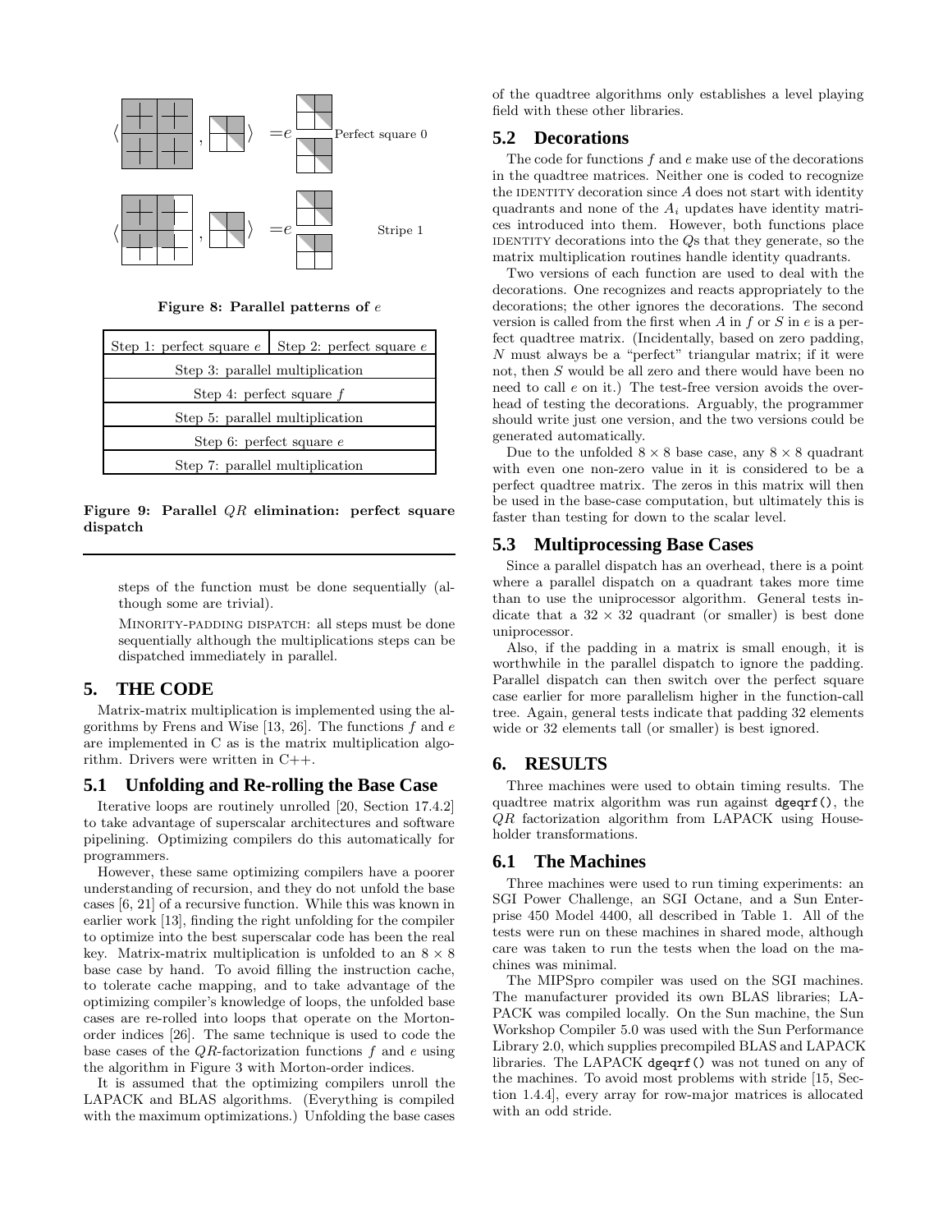Perfect square 0

Stripe 1

**Figure 8: Parallel patterns of $e$**

| Step 1: perfect square $e$ | Step 2: perfect square $e$ |
|---|---|
| Step 3: parallel multiplication | |
| Step 4: perfect square $f$ | |
| Step 5: parallel multiplication | |
| Step 6: perfect square $e$ | |
| Step 7: parallel multiplication | |

**Figure 9: Parallel $QR$ elimination: perfect square dispatch**

steps of the function must be done sequentially (although some are trivial).

MINORITY-PADDING DISPATCH: all steps must be done sequentially although the multiplications steps can be dispatched immediately in parallel.

## 5. THE CODE

Matrix-matrix multiplication is implemented using the algorithms by Frens and Wise [13, 26]. The functions $f$ and $e$ are implemented in C as is the matrix multiplication algorithm. Drivers were written in C++.

### 5.1 Unfolding and Re-rolling the Base Case

Iterative loops are routinely unrolled [20, Section 17.4.2] to take advantage of superscalar architectures and software pipelining. Optimizing compilers do this automatically for programmers.

However, these same optimizing compilers have a poorer understanding of recursion, and they do not unfold the base cases [6, 21] of a recursive function. While this was known in earlier work [13], finding the right unfolding for the compiler to optimize into the best superscalar code has been the real key. Matrix-matrix multiplication is unfolded to an $8 \times 8$ base case by hand. To avoid filling the instruction cache, to tolerate cache mapping, and to take advantage of the optimizing compiler's knowledge of loops, the unfolded base cases are re-rolled into loops that operate on the Morton-order indices [26]. The same technique is used to code the base cases of the $QR$-factorization functions $f$ and $e$ using the algorithm in Figure 3 with Morton-order indices.

It is assumed that the optimizing compilers unroll the LAPACK and BLAS algorithms. (Everything is compiled with the maximum optimizations.) Unfolding the base cases of the quadtree algorithms only establishes a level playing field with these other libraries.

### 5.2 Decorations

The code for functions $f$ and $e$ make use of the decorations in the quadtree matrices. Neither one is coded to recognize the IDENTITY decoration since $A$ does not start with identity quadrants and none of the $A_i$ updates have identity matrices introduced into them. However, both functions place IDENTITY decorations into the $Q$s that they generate, so the matrix multiplication routines handle identity quadrants.

Two versions of each function are used to deal with the decorations. One recognizes and reacts appropriately to the decorations; the other ignores the decorations. The second version is called from the first when $A$ in $f$ or $S$ in $e$ is a perfect quadtree matrix. (Incidentally, based on zero padding, $N$ must always be a "perfect" triangular matrix; if it were not, then $S$ would be all zero and there would have been no need to call $e$ on it.) The test-free version avoids the overhead of testing the decorations. Arguably, the programmer should write just one version, and the two versions could be generated automatically.

Due to the unfolded $8 \times 8$ base case, any $8 \times 8$ quadrant with even one non-zero value in it is considered to be a perfect quadtree matrix. The zeros in this matrix will then be used in the base-case computation, but ultimately this is faster than testing for down to the scalar level.

### 5.3 Multiprocessing Base Cases

Since a parallel dispatch has an overhead, there is a point where a parallel dispatch on a quadrant takes more time than to use the uniprocessor algorithm. General tests indicate that a $32 \times 32$ quadrant (or smaller) is best done uniprocessor.

Also, if the padding in a matrix is small enough, it is worthwhile in the parallel dispatch to ignore the padding. Parallel dispatch can then switch over the perfect square case earlier for more parallelism higher in the function-call tree. Again, general tests indicate that padding 32 elements wide or 32 elements tall (or smaller) is best ignored.

## 6. RESULTS

Three machines were used to obtain timing results. The quadtree matrix algorithm was run against `dgeqrf()`, the $QR$ factorization algorithm from LAPACK using Householder transformations.

### 6.1 The Machines

Three machines were used to run timing experiments: an SGI Power Challenge, an SGI Octane, and a Sun Enterprise 450 Model 4400, all described in Table 1. All of the tests were run on these machines in shared mode, although care was taken to run the tests when the load on the machines was minimal.

The MIPSpro compiler was used on the SGI machines. The manufacturer provided its own BLAS libraries; LAPACK was compiled locally. On the Sun machine, the Sun Workshop Compiler 5.0 was used with the Sun Performance Library 2.0, which supplies precompiled BLAS and LAPACK libraries. The LAPACK `dgeqrf()` was not tuned on any of the machines. To avoid most problems with stride [15, Section 1.4.4], every array for row-major matrices is allocated with an odd stride.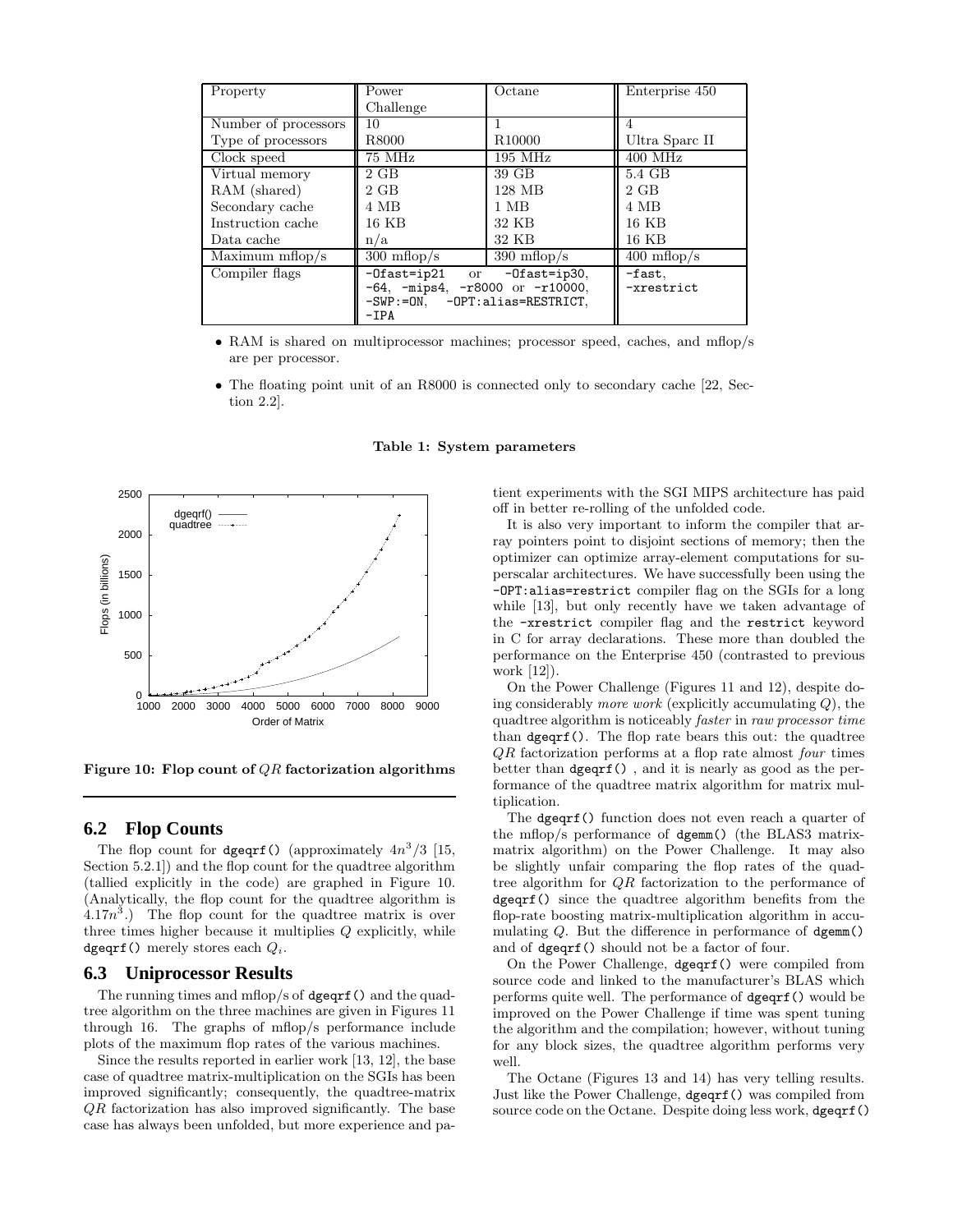| Property | Power Challenge | Octane | Enterprise 450 |
|---|---|---|---|
| Number of processors | 10 | 1 | 4 |
| Type of processors | R8000 | R10000 | Ultra Sparc II |
| Clock speed | 75 MHz | 195 MHz | 400 MHz |
| Virtual memory | 2 GB | 39 GB | 5.4 GB |
| RAM (shared) | 2 GB | 128 MB | 2 GB |
| Secondary cache | 4 MB | 1 MB | 4 MB |
| Instruction cache | 16 KB | 32 KB | 16 KB |
| Data cache | n/a | 32 KB | 16 KB |
| Maximum mflop/s | 300 mflop/s | 390 mflop/s | 400 mflop/s |
| Compiler flags | `-Ofast=ip21` or `-Ofast=ip30`, `-64`, `-mips4`, `-r8000` or `-r10000`, `-SWP:=ON`, `-OPT:alias=RESTRICT`, `-IPA` | | `-fast`, `-xrestrict` |

- RAM is shared on multiprocessor machines; processor speed, caches, and mflop/s are per processor.
- The floating point unit of an R8000 is connected only to secondary cache [22, Section 2.2].

**Table 1: System parameters**

**Figure 10: Flop count of $QR$ factorization algorithms**

## 6.2 Flop Counts

The flop count for `dgeqrf()` (approximately $4n^3/3$ [15, Section 5.2.1]) and the flop count for the quadtree algorithm (tallied explicitly in the code) are graphed in Figure 10. (Analytically, the flop count for the quadtree algorithm is $4.17n^3$.) The flop count for the quadtree matrix is over three times higher because it multiplies $Q$ explicitly, while `dgeqrf()` merely stores each $Q_i$.

## 6.3 Uniprocessor Results

The running times and mflop/s of `dgeqrf()` and the quadtree algorithm on the three machines are given in Figures 11 through 16. The graphs of mflop/s performance include plots of the maximum flop rates of the various machines.

Since the results reported in earlier work [13, 12], the base case of quadtree matrix-multiplication on the SGIs has been improved significantly; consequently, the quadtree-matrix $QR$ factorization has also improved significantly. The base case has always been unfolded, but more experience and patient experiments with the SGI MIPS architecture has paid off in better re-rolling of the unfolded code.

It is also very important to inform the compiler that array pointers point to disjoint sections of memory; then the optimizer can optimize array-element computations for superscalar architectures. We have successfully been using the `-OPT:alias=restrict` compiler flag on the SGIs for a long while [13], but only recently have we taken advantage of the `-xrestrict` compiler flag and the `restrict` keyword in C for array declarations. These more than doubled the performance on the Enterprise 450 (contrasted to previous work [12]).

On the Power Challenge (Figures 11 and 12), despite doing considerably *more work* (explicitly accumulating $Q$), the quadtree algorithm is noticeably *faster* in *raw processor time* than `dgeqrf()`. The flop rate bears this out: the quadtree $QR$ factorization performs at a flop rate almost *four* times better than `dgeqrf()` , and it is nearly as good as the performance of the quadtree matrix algorithm for matrix multiplication.

The `dgeqrf()` function does not even reach a quarter of the mflop/s performance of `dgemm()` (the BLAS3 matrix-matrix algorithm) on the Power Challenge. It may also be slightly unfair comparing the flop rates of the quadtree algorithm for $QR$ factorization to the performance of `dgeqrf()` since the quadtree algorithm benefits from the flop-rate boosting matrix-multiplication algorithm in accumulating $Q$. But the difference in performance of `dgemm()` and of `dgeqrf()` should not be a factor of four.

On the Power Challenge, `dgeqrf()` were compiled from source code and linked to the manufacturer's BLAS which performs quite well. The performance of `dgeqrf()` would be improved on the Power Challenge if time was spent tuning the algorithm and the compilation; however, without tuning for any block sizes, the quadtree algorithm performs very well.

The Octane (Figures 13 and 14) has very telling results. Just like the Power Challenge, `dgeqrf()` was compiled from source code on the Octane. Despite doing less work, `dgeqrf()`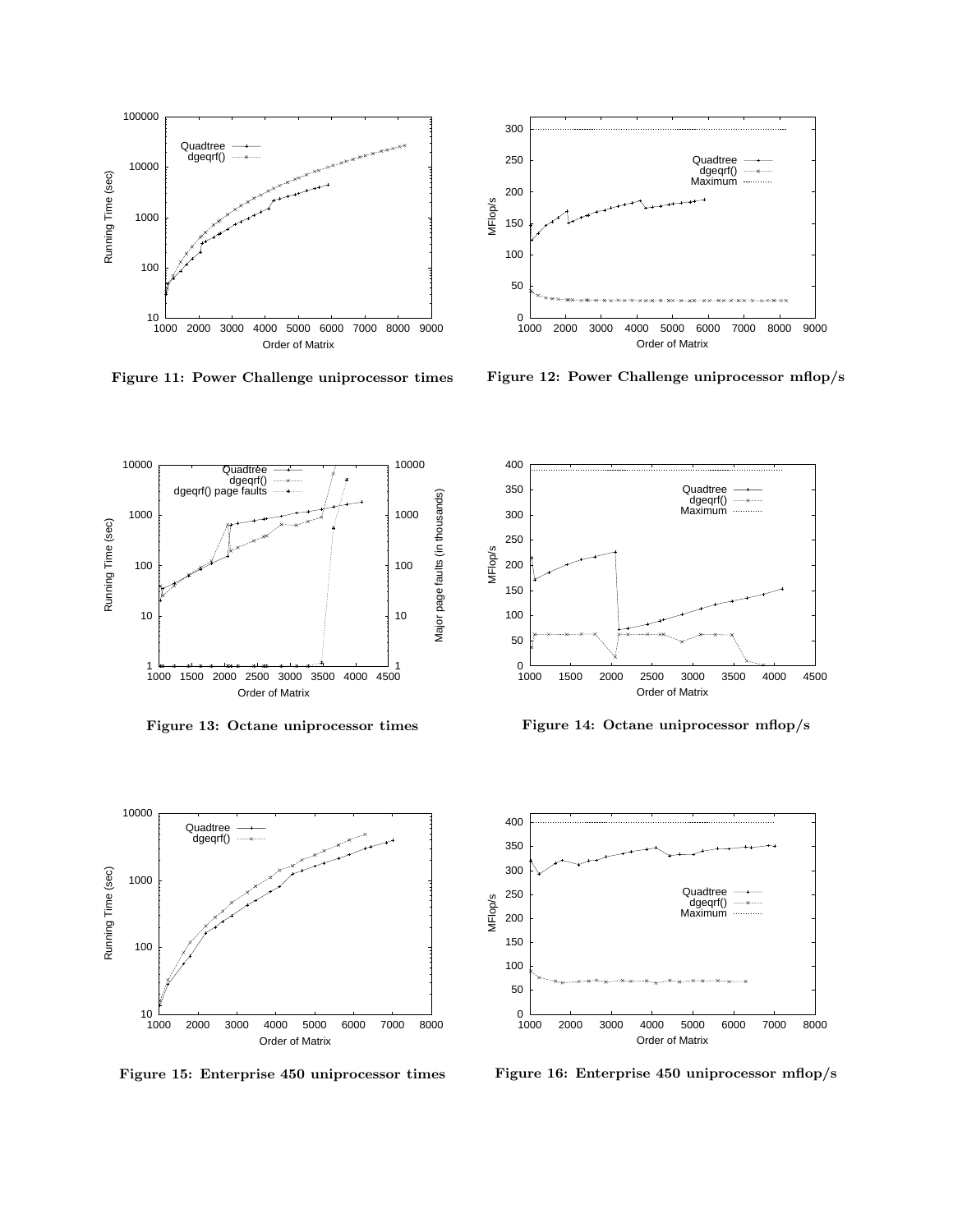Figure 11: Power Challenge uniprocessor times

Figure 12: Power Challenge uniprocessor mflop/s

Figure 13: Octane uniprocessor times

Figure 14: Octane uniprocessor mflop/s

Figure 15: Enterprise 450 uniprocessor times

Figure 16: Enterprise 450 uniprocessor mflop/s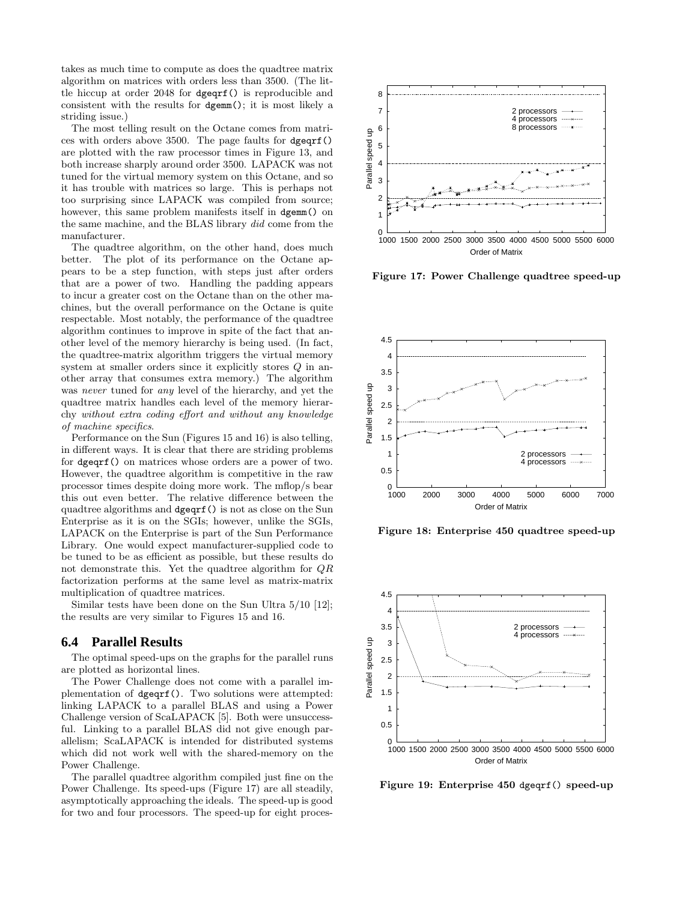takes as much time to compute as does the quadtree matrix algorithm on matrices with orders less than 3500. (The little hiccup at order 2048 for `dgeqrf()` is reproducible and consistent with the results for `dgemm()`; it is most likely a striding issue.)

The most telling result on the Octane comes from matrices with orders above 3500. The page faults for `dgeqrf()` are plotted with the raw processor times in Figure 13, and both increase sharply around order 3500. LAPACK was not tuned for the virtual memory system on this Octane, and so it has trouble with matrices so large. This is perhaps not too surprising since LAPACK was compiled from source; however, this same problem manifests itself in `dgemm()` on the same machine, and the BLAS library *did* come from the manufacturer.

The quadtree algorithm, on the other hand, does much better. The plot of its performance on the Octane appears to be a step function, with steps just after orders that are a power of two. Handling the padding appears to incur a greater cost on the Octane than on the other machines, but the overall performance on the Octane is quite respectable. Most notably, the performance of the quadtree algorithm continues to improve in spite of the fact that another level of the memory hierarchy is being used. (In fact, the quadtree-matrix algorithm triggers the virtual memory system at smaller orders since it explicitly stores $Q$ in another array that consumes extra memory.) The algorithm was *never* tuned for *any* level of the hierarchy, and yet the quadtree matrix handles each level of the memory hierarchy *without extra coding effort and without any knowledge of machine specifics*.

Performance on the Sun (Figures 15 and 16) is also telling, in different ways. It is clear that there are striding problems for `dgeqrf()` on matrices whose orders are a power of two. However, the quadtree algorithm is competitive in the raw processor times despite doing more work. The mflop/s bear this out even better. The relative difference between the quadtree algorithms and `dgeqrf()` is not as close on the Sun Enterprise as it is on the SGIs; however, unlike the SGIs, LAPACK on the Enterprise is part of the Sun Performance Library. One would expect manufacturer-supplied code to be tuned to be as efficient as possible, but these results do not demonstrate this. Yet the quadtree algorithm for $QR$ factorization performs at the same level as matrix-matrix multiplication of quadtree matrices.

Similar tests have been done on the Sun Ultra 5/10 [12]; the results are very similar to Figures 15 and 16.

## 6.4 Parallel Results

The optimal speed-ups on the graphs for the parallel runs are plotted as horizontal lines.

The Power Challenge does not come with a parallel implementation of `dgeqrf()`. Two solutions were attempted: linking LAPACK to a parallel BLAS and using a Power Challenge version of ScaLAPACK [5]. Both were unsuccessful. Linking to a parallel BLAS did not give enough parallelism; ScaLAPACK is intended for distributed systems which did not work well with the shared-memory on the Power Challenge.

The parallel quadtree algorithm compiled just fine on the Power Challenge. Its speed-ups (Figure 17) are all steadily, asymptotically approaching the ideals. The speed-up is good for two and four processors. The speed-up for eight proces-

**Figure 17: Power Challenge quadtree speed-up**

**Figure 18: Enterprise 450 quadtree speed-up**

**Figure 19: Enterprise 450 `dgeqrf()` speed-up**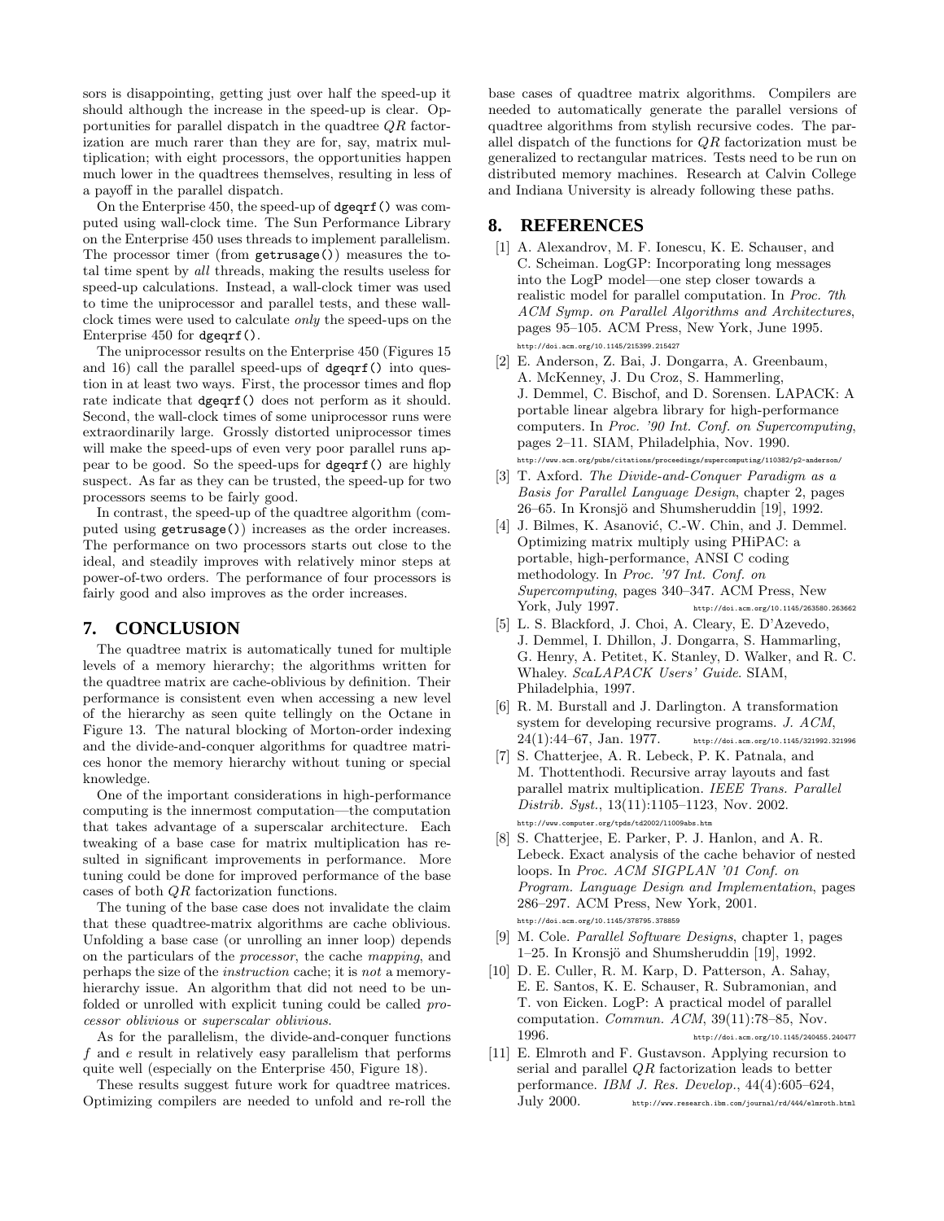sors is disappointing, getting just over half the speed-up it should although the increase in the speed-up is clear. Opportunities for parallel dispatch in the quadtree $QR$ factorization are much rarer than they are for, say, matrix multiplication; with eight processors, the opportunities happen much lower in the quadtrees themselves, resulting in less of a payoff in the parallel dispatch.

On the Enterprise 450, the speed-up of `dgeqrf()` was computed using wall-clock time. The Sun Performance Library on the Enterprise 450 uses threads to implement parallelism. The processor timer (from `getrusage()`) measures the total time spent by *all* threads, making the results useless for speed-up calculations. Instead, a wall-clock timer was used to time the uniprocessor and parallel tests, and these wall-clock times were used to calculate *only* the speed-ups on the Enterprise 450 for `dgeqrf()`.

The uniprocessor results on the Enterprise 450 (Figures 15 and 16) call the parallel speed-ups of `dgeqrf()` into question in at least two ways. First, the processor times and flop rate indicate that `dgeqrf()` does not perform as it should. Second, the wall-clock times of some uniprocessor runs were extraordinarily large. Grossly distorted uniprocessor times will make the speed-ups of even very poor parallel runs appear to be good. So the speed-ups for `dgeqrf()` are highly suspect. As far as they can be trusted, the speed-up for two processors seems to be fairly good.

In contrast, the speed-up of the quadtree algorithm (computed using `getrusage()`) increases as the order increases. The performance on two processors starts out close to the ideal, and steadily improves with relatively minor steps at power-of-two orders. The performance of four processors is fairly good and also improves as the order increases.

## 7. CONCLUSION

The quadtree matrix is automatically tuned for multiple levels of a memory hierarchy; the algorithms written for the quadtree matrix are cache-oblivious by definition. Their performance is consistent even when accessing a new level of the hierarchy as seen quite tellingly on the Octane in Figure 13. The natural blocking of Morton-order indexing and the divide-and-conquer algorithms for quadtree matrices honor the memory hierarchy without tuning or special knowledge.

One of the important considerations in high-performance computing is the innermost computation—the computation that takes advantage of a superscalar architecture. Each tweaking of a base case for matrix multiplication has resulted in significant improvements in performance. More tuning could be done for improved performance of the base cases of both $QR$ factorization functions.

The tuning of the base case does not invalidate the claim that these quadtree-matrix algorithms are cache oblivious. Unfolding a base case (or unrolling an inner loop) depends on the particulars of the *processor*, the cache *mapping*, and perhaps the size of the *instruction* cache; it is *not* a memory-hierarchy issue. An algorithm that did not need to be unfolded or unrolled with explicit tuning could be called *processor oblivious* or *superscalar oblivious*.

As for the parallelism, the divide-and-conquer functions $f$ and $e$ result in relatively easy parallelism that performs quite well (especially on the Enterprise 450, Figure 18).

These results suggest future work for quadtree matrices. Optimizing compilers are needed to unfold and re-roll the base cases of quadtree matrix algorithms. Compilers are needed to automatically generate the parallel versions of quadtree algorithms from stylish recursive codes. The parallel dispatch of the functions for $QR$ factorization must be generalized to rectangular matrices. Tests need to be run on distributed memory machines. Research at Calvin College and Indiana University is already following these paths.

## 8. REFERENCES

[1] A. Alexandrov, M. F. Ionescu, K. E. Schauser, and C. Scheiman. LogGP: Incorporating long messages into the LogP model—one step closer towards a realistic model for parallel computation. In *Proc. 7th ACM Symp. on Parallel Algorithms and Architectures*, pages 95–105. ACM Press, New York, June 1995. http://doi.acm.org/10.1145/215399.215427

[2] E. Anderson, Z. Bai, J. Dongarra, A. Greenbaum, A. McKenney, J. Du Croz, S. Hammerling, J. Demmel, C. Bischof, and D. Sorensen. LAPACK: A portable linear algebra library for high-performance computers. In *Proc. '90 Int. Conf. on Supercomputing*, pages 2–11. SIAM, Philadelphia, Nov. 1990. http://www.acm.org/pubs/citations/proceedings/supercomputing/110382/p2-anderson/

[3] T. Axford. *The Divide-and-Conquer Paradigm as a Basis for Parallel Language Design*, chapter 2, pages 26–65. In Kronsjö and Shumsheruddin [19], 1992.

[4] J. Bilmes, K. Asanović, C.-W. Chin, and J. Demmel. Optimizing matrix multiply using PHiPAC: a portable, high-performance, ANSI C coding methodology. In *Proc. '97 Int. Conf. on Supercomputing*, pages 340–347. ACM Press, New York, July 1997. http://doi.acm.org/10.1145/263580.263662

[5] L. S. Blackford, J. Choi, A. Cleary, E. D'Azevedo, J. Demmel, I. Dhillon, J. Dongarra, S. Hammarling, G. Henry, A. Petitet, K. Stanley, D. Walker, and R. C. Whaley. *ScaLAPACK Users' Guide*. SIAM, Philadelphia, 1997.

[6] R. M. Burstall and J. Darlington. A transformation system for developing recursive programs. *J. ACM*, 24(1):44–67, Jan. 1977. http://doi.acm.org/10.1145/321992.321996

[7] S. Chatterjee, A. R. Lebeck, P. K. Patnala, and M. Thottenthodi. Recursive array layouts and fast parallel matrix multiplication. *IEEE Trans. Parallel Distrib. Syst.*, 13(11):1105–1123, Nov. 2002. http://www.computer.org/tpds/td2002/l1009abs.htm

[8] S. Chatterjee, E. Parker, P. J. Hanlon, and A. R. Lebeck. Exact analysis of the cache behavior of nested loops. In *Proc. ACM SIGPLAN '01 Conf. on Program. Language Design and Implementation*, pages 286–297. ACM Press, New York, 2001. http://doi.acm.org/10.1145/378795.378859

[9] M. Cole. *Parallel Software Designs*, chapter 1, pages 1–25. In Kronsjö and Shumsheruddin [19], 1992.

[10] D. E. Culler, R. M. Karp, D. Patterson, A. Sahay, E. E. Santos, K. E. Schauser, R. Subramonian, and T. von Eicken. LogP: A practical model of parallel computation. *Commun. ACM*, 39(11):78–85, Nov. 1996. http://doi.acm.org/10.1145/240455.240477

[11] E. Elmroth and F. Gustavson. Applying recursion to serial and parallel $QR$ factorization leads to better performance. *IBM J. Res. Develop.*, 44(4):605–624, July 2000. http://www.research.ibm.com/journal/rd/444/elmroth.html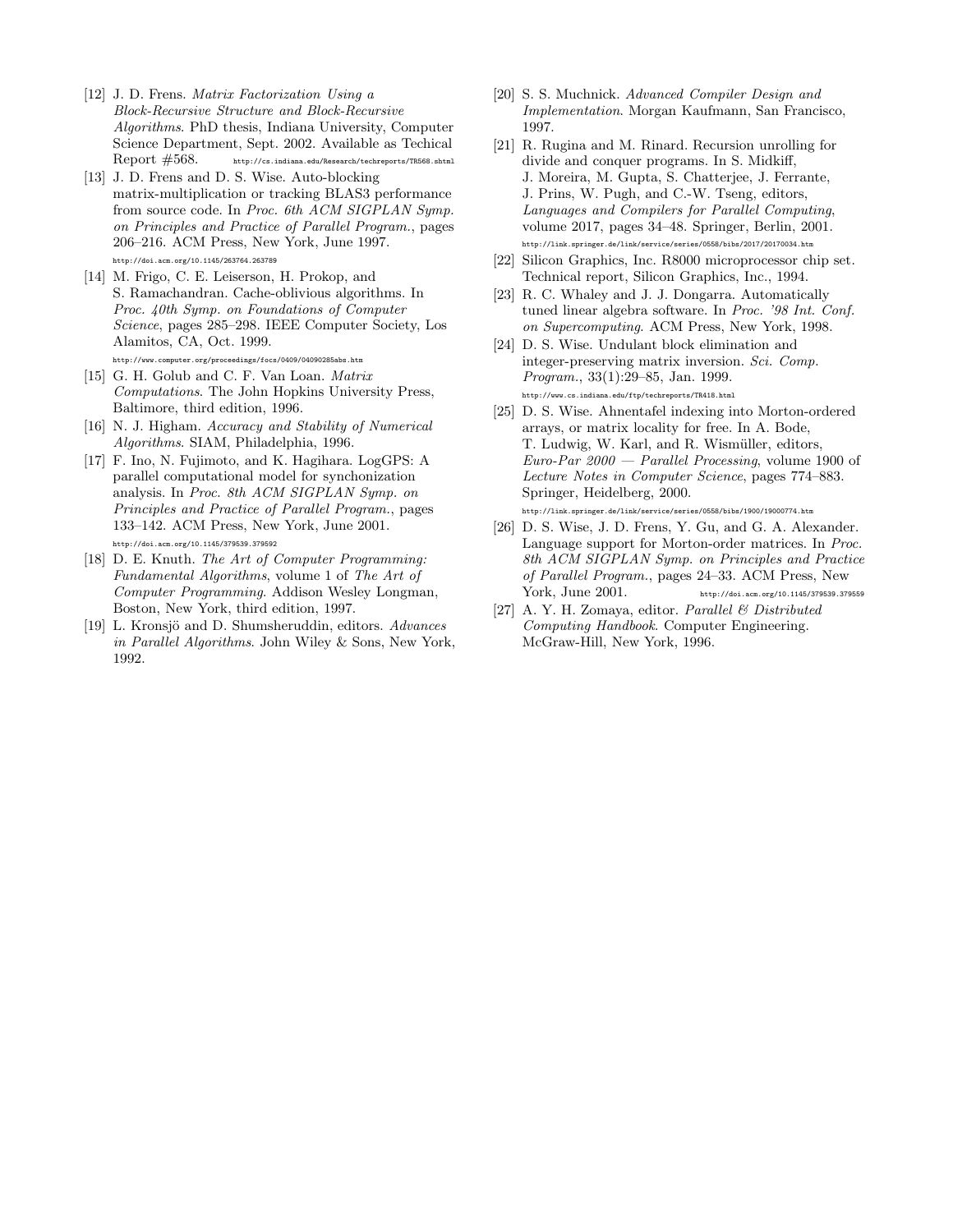[12] J. D. Frens. *Matrix Factorization Using a Block-Recursive Structure and Block-Recursive Algorithms*. PhD thesis, Indiana University, Computer Science Department, Sept. 2002. Available as Techical Report #568. http://cs.indiana.edu/Research/techreports/TR568.shtml

[13] J. D. Frens and D. S. Wise. Auto-blocking matrix-multiplication or tracking BLAS3 performance from source code. In *Proc. 6th ACM SIGPLAN Symp. on Principles and Practice of Parallel Program.*, pages 206–216. ACM Press, New York, June 1997. http://doi.acm.org/10.1145/263764.263789

[14] M. Frigo, C. E. Leiserson, H. Prokop, and S. Ramachandran. Cache-oblivious algorithms. In *Proc. 40th Symp. on Foundations of Computer Science*, pages 285–298. IEEE Computer Society, Los Alamitos, CA, Oct. 1999. http://www.computer.org/proceedings/focs/0409/04090285abs.htm

[15] G. H. Golub and C. F. Van Loan. *Matrix Computations*. The John Hopkins University Press, Baltimore, third edition, 1996.

[16] N. J. Higham. *Accuracy and Stability of Numerical Algorithms*. SIAM, Philadelphia, 1996.

[17] F. Ino, N. Fujimoto, and K. Hagihara. LogGPS: A parallel computational model for synchonization analysis. In *Proc. 8th ACM SIGPLAN Symp. on Principles and Practice of Parallel Program.*, pages 133–142. ACM Press, New York, June 2001. http://doi.acm.org/10.1145/379539.379592

[18] D. E. Knuth. *The Art of Computer Programming: Fundamental Algorithms*, volume 1 of *The Art of Computer Programming*. Addison Wesley Longman, Boston, New York, third edition, 1997.

[19] L. Kronsjö and D. Shumsheruddin, editors. *Advances in Parallel Algorithms*. John Wiley & Sons, New York, 1992.

[20] S. S. Muchnick. *Advanced Compiler Design and Implementation*. Morgan Kaufmann, San Francisco, 1997.

[21] R. Rugina and M. Rinard. Recursion unrolling for divide and conquer programs. In S. Midkiff, J. Moreira, M. Gupta, S. Chatterjee, J. Ferrante, J. Prins, W. Pugh, and C.-W. Tseng, editors, *Languages and Compilers for Parallel Computing*, volume 2017, pages 34–48. Springer, Berlin, 2001. http://link.springer.de/link/service/series/0558/bibs/2017/20170034.htm

[22] Silicon Graphics, Inc. R8000 microprocessor chip set. Technical report, Silicon Graphics, Inc., 1994.

[23] R. C. Whaley and J. J. Dongarra. Automatically tuned linear algebra software. In *Proc. '98 Int. Conf. on Supercomputing*. ACM Press, New York, 1998.

[24] D. S. Wise. Undulant block elimination and integer-preserving matrix inversion. *Sci. Comp. Program.*, 33(1):29–85, Jan. 1999. http://www.cs.indiana.edu/ftp/techreports/TR418.html

[25] D. S. Wise. Ahnentafel indexing into Morton-ordered arrays, or matrix locality for free. In A. Bode, T. Ludwig, W. Karl, and R. Wismüller, editors, *Euro-Par 2000 — Parallel Processing*, volume 1900 of *Lecture Notes in Computer Science*, pages 774–883. Springer, Heidelberg, 2000. http://link.springer.de/link/service/series/0558/bibs/1900/19000774.htm

[26] D. S. Wise, J. D. Frens, Y. Gu, and G. A. Alexander. Language support for Morton-order matrices. In *Proc. 8th ACM SIGPLAN Symp. on Principles and Practice of Parallel Program.*, pages 24–33. ACM Press, New York, June 2001. http://doi.acm.org/10.1145/379539.379559

[27] A. Y. H. Zomaya, editor. *Parallel & Distributed Computing Handbook*. Computer Engineering. McGraw-Hill, New York, 1996.